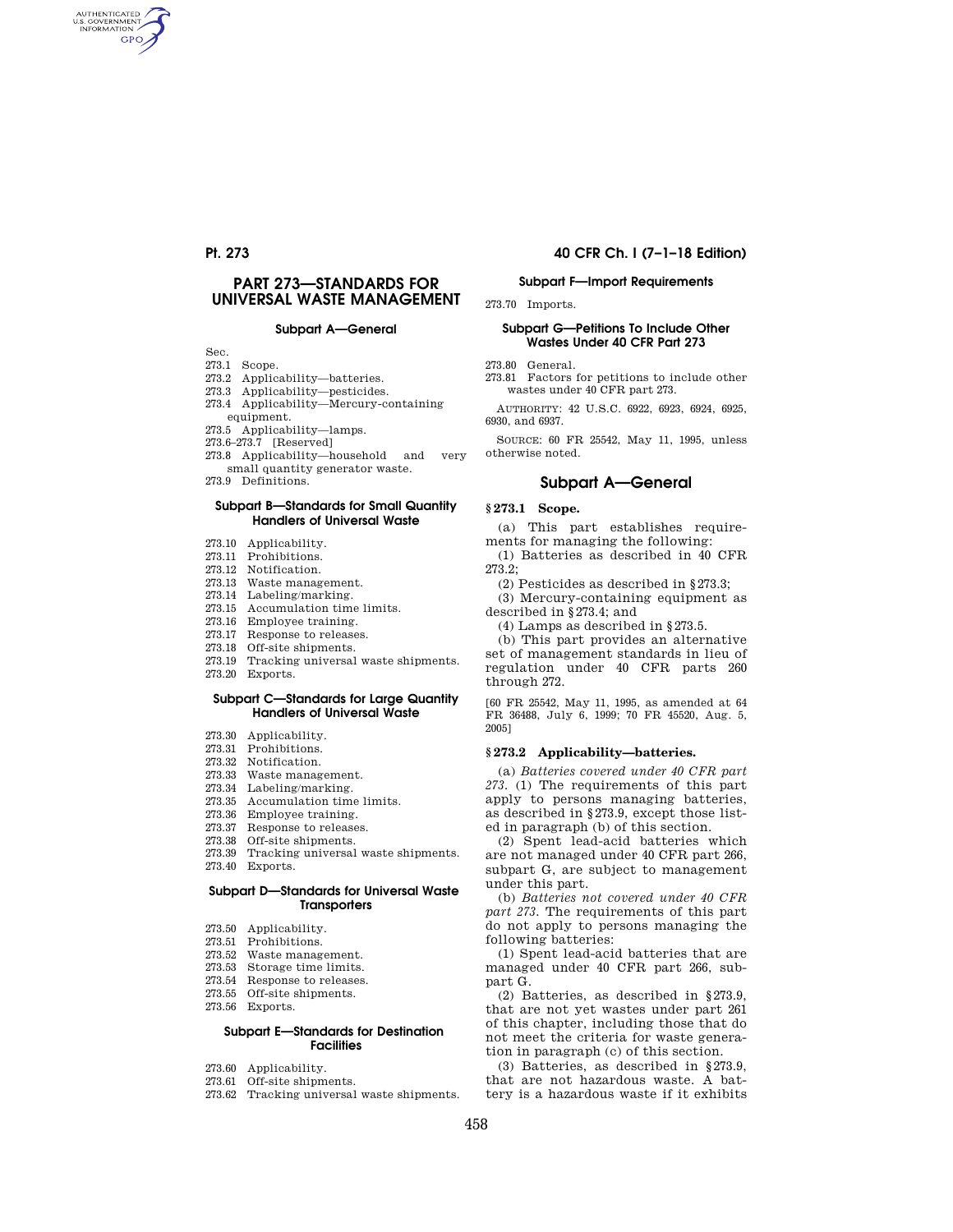# PART 273—STANDARDS FOR UNIVERSAL WASTE MANAGEMENT

### Subpart A—General

Sec.
273.1 Scope.
273.2 Applicability—batteries.
273.3 Applicability—pesticides.
273.4 Applicability—Mercury-containing equipment.
273.5 Applicability—lamps.
273.6–273.7 [Reserved]
273.8 Applicability—household and very small quantity generator waste.
273.9 Definitions.

### Subpart B—Standards for Small Quantity Handlers of Universal Waste

273.10 Applicability.
273.11 Prohibitions.
273.12 Notification.
273.13 Waste management.
273.14 Labeling/marking.
273.15 Accumulation time limits.
273.16 Employee training.
273.17 Response to releases.
273.18 Off-site shipments.
273.19 Tracking universal waste shipments.
273.20 Exports.

### Subpart C—Standards for Large Quantity Handlers of Universal Waste

273.30 Applicability.
273.31 Prohibitions.
273.32 Notification.
273.33 Waste management.
273.34 Labeling/marking.
273.35 Accumulation time limits.
273.36 Employee training.
273.37 Response to releases.
273.38 Off-site shipments.
273.39 Tracking universal waste shipments.
273.40 Exports.

### Subpart D—Standards for Universal Waste Transporters

273.50 Applicability.
273.51 Prohibitions.
273.52 Waste management.
273.53 Storage time limits.
273.54 Response to releases.
273.55 Off-site shipments.
273.56 Exports.

### Subpart E—Standards for Destination Facilities

273.60 Applicability.
273.61 Off-site shipments.
273.62 Tracking universal waste shipments.

### Subpart F—Import Requirements

273.70 Imports.

### Subpart G—Petitions To Include Other Wastes Under 40 CFR Part 273

273.80 General.
273.81 Factors for petitions to include other wastes under 40 CFR part 273.

AUTHORITY: 42 U.S.C. 6922, 6923, 6924, 6925, 6930, and 6937.

SOURCE: 60 FR 25542, May 11, 1995, unless otherwise noted.

## Subpart A—General

### § 273.1 Scope.

(a) This part establishes requirements for managing the following:

(1) Batteries as described in 40 CFR 273.2;

(2) Pesticides as described in § 273.3;

(3) Mercury-containing equipment as described in § 273.4; and

(4) Lamps as described in § 273.5.

(b) This part provides an alternative set of management standards in lieu of regulation under 40 CFR parts 260 through 272.

[60 FR 25542, May 11, 1995, as amended at 64 FR 36488, July 6, 1999; 70 FR 45520, Aug. 5, 2005]

### § 273.2 Applicability—batteries.

(a) *Batteries covered under 40 CFR part 273.* (1) The requirements of this part apply to persons managing batteries, as described in § 273.9, except those listed in paragraph (b) of this section.

(2) Spent lead-acid batteries which are not managed under 40 CFR part 266, subpart G, are subject to management under this part.

(b) *Batteries not covered under 40 CFR part 273.* The requirements of this part do not apply to persons managing the following batteries:

(1) Spent lead-acid batteries that are managed under 40 CFR part 266, subpart G.

(2) Batteries, as described in § 273.9, that are not yet wastes under part 261 of this chapter, including those that do not meet the criteria for waste generation in paragraph (c) of this section.

(3) Batteries, as described in § 273.9, that are not hazardous waste. A battery is a hazardous waste if it exhibits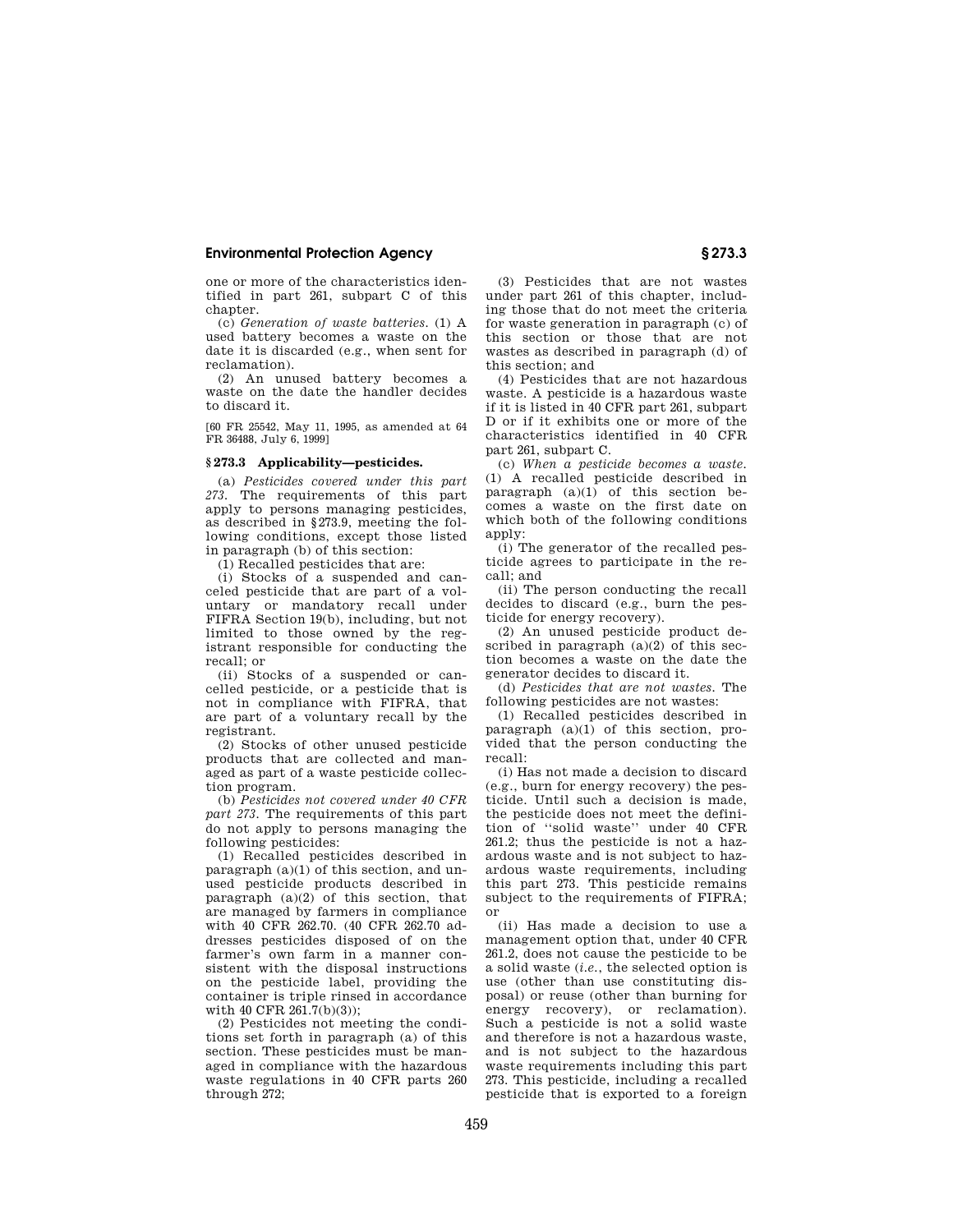one or more of the characteristics identified in part 261, subpart C of this chapter.

(c) *Generation of waste batteries.* (1) A used battery becomes a waste on the date it is discarded (e.g., when sent for reclamation).

(2) An unused battery becomes a waste on the date the handler decides to discard it.

[60 FR 25542, May 11, 1995, as amended at 64 FR 36488, July 6, 1999]

### § 273.3 Applicability—pesticides.

(a) *Pesticides covered under this part 273.* The requirements of this part apply to persons managing pesticides, as described in § 273.9, meeting the following conditions, except those listed in paragraph (b) of this section:

(1) Recalled pesticides that are:

(i) Stocks of a suspended and canceled pesticide that are part of a voluntary or mandatory recall under FIFRA Section 19(b), including, but not limited to those owned by the registrant responsible for conducting the recall; or

(ii) Stocks of a suspended or cancelled pesticide, or a pesticide that is not in compliance with FIFRA, that are part of a voluntary recall by the registrant.

(2) Stocks of other unused pesticide products that are collected and managed as part of a waste pesticide collection program.

(b) *Pesticides not covered under 40 CFR part 273.* The requirements of this part do not apply to persons managing the following pesticides:

(1) Recalled pesticides described in paragraph (a)(1) of this section, and unused pesticide products described in paragraph (a)(2) of this section, that are managed by farmers in compliance with 40 CFR 262.70. (40 CFR 262.70 addresses pesticides disposed of on the farmer's own farm in a manner consistent with the disposal instructions on the pesticide label, providing the container is triple rinsed in accordance with 40 CFR 261.7(b)(3));

(2) Pesticides not meeting the conditions set forth in paragraph (a) of this section. These pesticides must be managed in compliance with the hazardous waste regulations in 40 CFR parts 260 through 272;

(3) Pesticides that are not wastes under part 261 of this chapter, including those that do not meet the criteria for waste generation in paragraph (c) of this section or those that are not wastes as described in paragraph (d) of this section; and

(4) Pesticides that are not hazardous waste. A pesticide is a hazardous waste if it is listed in 40 CFR part 261, subpart D or if it exhibits one or more of the characteristics identified in 40 CFR part 261, subpart C.

(c) *When a pesticide becomes a waste.* (1) A recalled pesticide described in paragraph (a)(1) of this section becomes a waste on the first date on which both of the following conditions apply:

(i) The generator of the recalled pesticide agrees to participate in the recall; and

(ii) The person conducting the recall decides to discard (e.g., burn the pesticide for energy recovery).

(2) An unused pesticide product described in paragraph (a)(2) of this section becomes a waste on the date the generator decides to discard it.

(d) *Pesticides that are not wastes.* The following pesticides are not wastes:

(1) Recalled pesticides described in paragraph (a)(1) of this section, provided that the person conducting the recall:

(i) Has not made a decision to discard (e.g., burn for energy recovery) the pesticide. Until such a decision is made, the pesticide does not meet the definition of "solid waste" under 40 CFR 261.2; thus the pesticide is not a hazardous waste and is not subject to hazardous waste requirements, including this part 273. This pesticide remains subject to the requirements of FIFRA; or

(ii) Has made a decision to use a management option that, under 40 CFR 261.2, does not cause the pesticide to be a solid waste (*i.e.*, the selected option is use (other than use constituting disposal) or reuse (other than burning for energy recovery), or reclamation). Such a pesticide is not a solid waste and therefore is not a hazardous waste, and is not subject to the hazardous waste requirements including this part 273. This pesticide, including a recalled pesticide that is exported to a foreign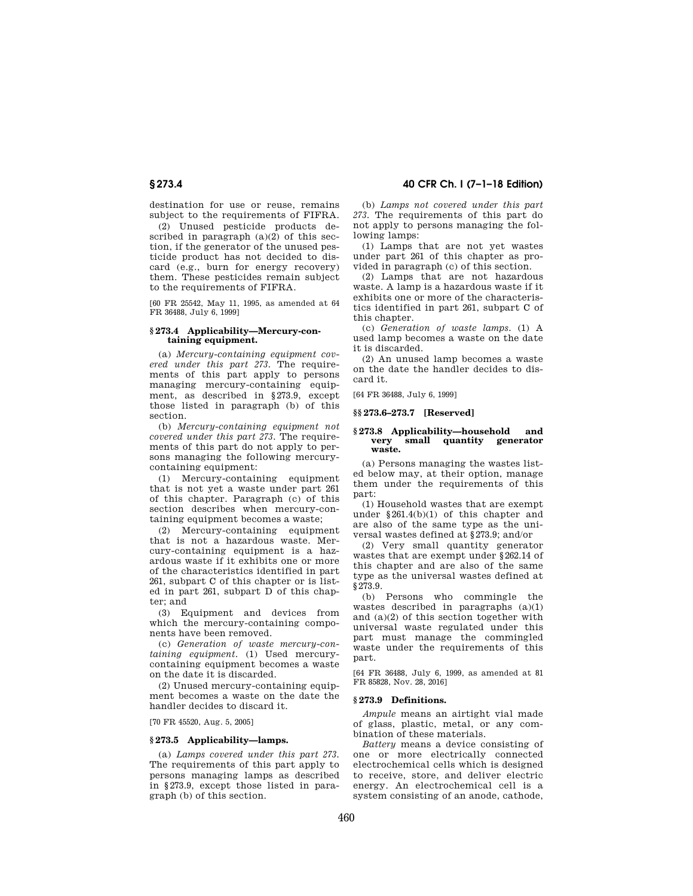destination for use or reuse, remains subject to the requirements of FIFRA.

(2) Unused pesticide products described in paragraph (a)(2) of this section, if the generator of the unused pesticide product has not decided to discard (e.g., burn for energy recovery) them. These pesticides remain subject to the requirements of FIFRA.

[60 FR 25542, May 11, 1995, as amended at 64 FR 36488, July 6, 1999]

### § 273.4 Applicability—Mercury-containing equipment.

(a) *Mercury-containing equipment covered under this part 273.* The requirements of this part apply to persons managing mercury-containing equipment, as described in §273.9, except those listed in paragraph (b) of this section.

(b) *Mercury-containing equipment not covered under this part 273.* The requirements of this part do not apply to persons managing the following mercury-containing equipment:

(1) Mercury-containing equipment that is not yet a waste under part 261 of this chapter. Paragraph (c) of this section describes when mercury-containing equipment becomes a waste;

(2) Mercury-containing equipment that is not a hazardous waste. Mercury-containing equipment is a hazardous waste if it exhibits one or more of the characteristics identified in part 261, subpart C of this chapter or is listed in part 261, subpart D of this chapter; and

(3) Equipment and devices from which the mercury-containing components have been removed.

(c) *Generation of waste mercury-containing equipment.* (1) Used mercury-containing equipment becomes a waste on the date it is discarded.

(2) Unused mercury-containing equipment becomes a waste on the date the handler decides to discard it.

[70 FR 45520, Aug. 5, 2005]

### § 273.5 Applicability—lamps.

(a) *Lamps covered under this part 273.* The requirements of this part apply to persons managing lamps as described in §273.9, except those listed in paragraph (b) of this section.

(b) *Lamps not covered under this part 273.* The requirements of this part do not apply to persons managing the following lamps:

(1) Lamps that are not yet wastes under part 261 of this chapter as provided in paragraph (c) of this section.

(2) Lamps that are not hazardous waste. A lamp is a hazardous waste if it exhibits one or more of the characteristics identified in part 261, subpart C of this chapter.

(c) *Generation of waste lamps.* (1) A used lamp becomes a waste on the date it is discarded.

(2) An unused lamp becomes a waste on the date the handler decides to discard it.

[64 FR 36488, July 6, 1999]

### §§ 273.6–273.7 [Reserved]

### § 273.8 Applicability—household and very small quantity generator waste.

(a) Persons managing the wastes listed below may, at their option, manage them under the requirements of this part:

(1) Household wastes that are exempt under §261.4(b)(1) of this chapter and are also of the same type as the universal wastes defined at §273.9; and/or

(2) Very small quantity generator wastes that are exempt under §262.14 of this chapter and are also of the same type as the universal wastes defined at §273.9.

(b) Persons who commingle the wastes described in paragraphs (a)(1) and (a)(2) of this section together with universal waste regulated under this part must manage the commingled waste under the requirements of this part.

[64 FR 36488, July 6, 1999, as amended at 81 FR 85828, Nov. 28, 2016]

### § 273.9 Definitions.

*Ampule* means an airtight vial made of glass, plastic, metal, or any combination of these materials.

*Battery* means a device consisting of one or more electrically connected electrochemical cells which is designed to receive, store, and deliver electric energy. An electrochemical cell is a system consisting of an anode, cathode,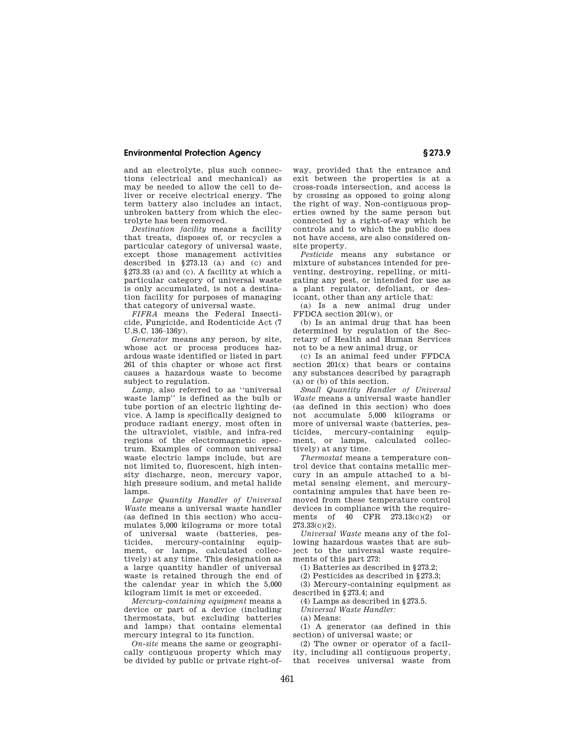and an electrolyte, plus such connections (electrical and mechanical) as may be needed to allow the cell to deliver or receive electrical energy. The term battery also includes an intact, unbroken battery from which the electrolyte has been removed.

*Destination facility* means a facility that treats, disposes of, or recycles a particular category of universal waste, except those management activities described in §273.13 (a) and (c) and §273.33 (a) and (c). A facility at which a particular category of universal waste is only accumulated, is not a destination facility for purposes of managing that category of universal waste.

*FIFRA* means the Federal Insecticide, Fungicide, and Rodenticide Act (7 U.S.C. 136–136y).

*Generator* means any person, by site, whose act or process produces hazardous waste identified or listed in part 261 of this chapter or whose act first causes a hazardous waste to become subject to regulation.

*Lamp*, also referred to as ''universal waste lamp'' is defined as the bulb or tube portion of an electric lighting device. A lamp is specifically designed to produce radiant energy, most often in the ultraviolet, visible, and infra-red regions of the electromagnetic spectrum. Examples of common universal waste electric lamps include, but are not limited to, fluorescent, high intensity discharge, neon, mercury vapor, high pressure sodium, and metal halide lamps.

*Large Quantity Handler of Universal Waste* means a universal waste handler (as defined in this section) who accumulates 5,000 kilograms or more total of universal waste (batteries, pesticides, mercury-containing equipment, or lamps, calculated collectively) at any time. This designation as a large quantity handler of universal waste is retained through the end of the calendar year in which the 5,000 kilogram limit is met or exceeded.

*Mercury-containing equipment* means a device or part of a device (including thermostats, but excluding batteries and lamps) that contains elemental mercury integral to its function.

*On-site* means the same or geographically contiguous property which may be divided by public or private right-of-way, provided that the entrance and exit between the properties is at a cross-roads intersection, and access is by crossing as opposed to going along the right of way. Non-contiguous properties owned by the same person but connected by a right-of-way which he controls and to which the public does not have access, are also considered on-site property.

*Pesticide* means any substance or mixture of substances intended for preventing, destroying, repelling, or mitigating any pest, or intended for use as a plant regulator, defoliant, or desiccant, other than any article that:

(a) Is a new animal drug under FFDCA section 201(w), or

(b) Is an animal drug that has been determined by regulation of the Secretary of Health and Human Services not to be a new animal drug, or

(c) Is an animal feed under FFDCA section 201(x) that bears or contains any substances described by paragraph (a) or (b) of this section.

*Small Quantity Handler of Universal Waste* means a universal waste handler (as defined in this section) who does not accumulate 5,000 kilograms or more of universal waste (batteries, pesticides, mercury-containing equipment, or lamps, calculated collectively) at any time.

*Thermostat* means a temperature control device that contains metallic mercury in an ampule attached to a bimetal sensing element, and mercury-containing ampules that have been removed from these temperature control devices in compliance with the requirements of 40 CFR 273.13(c)(2) or 273.33(c)(2).

*Universal Waste* means any of the following hazardous wastes that are subject to the universal waste requirements of this part 273:

(1) Batteries as described in §273.2;

(2) Pesticides as described in §273.3;

(3) Mercury-containing equipment as described in §273.4; and

(4) Lamps as described in §273.5.

*Universal Waste Handler:*

(a) Means:

(1) A generator (as defined in this section) of universal waste; or

(2) The owner or operator of a facility, including all contiguous property, that receives universal waste from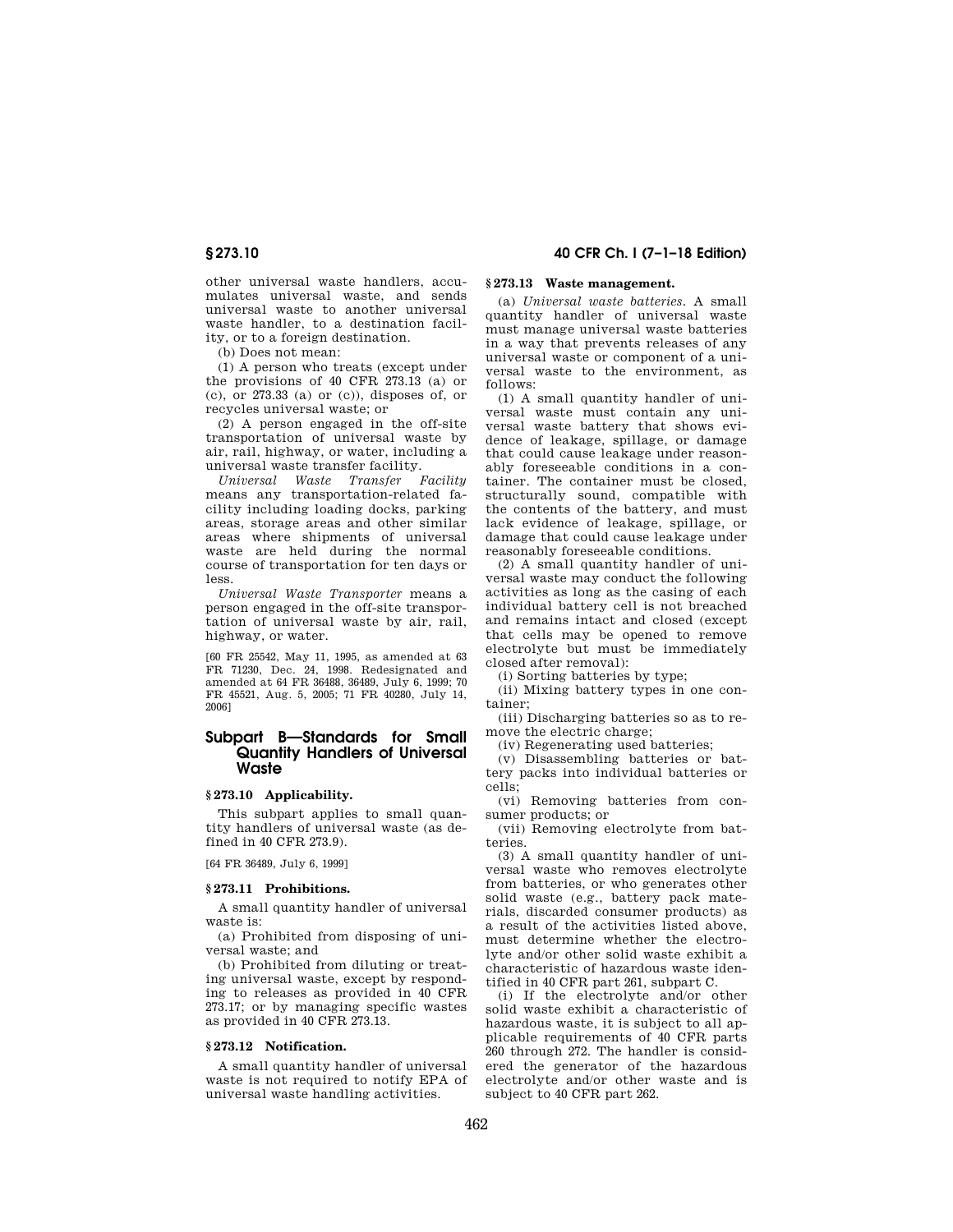other universal waste handlers, accumulates universal waste, and sends universal waste to another universal waste handler, to a destination facility, or to a foreign destination.

(b) Does not mean:

(1) A person who treats (except under the provisions of 40 CFR 273.13 (a) or (c), or 273.33 (a) or (c)), disposes of, or recycles universal waste; or

(2) A person engaged in the off-site transportation of universal waste by air, rail, highway, or water, including a universal waste transfer facility.

*Universal Waste Transfer Facility* means any transportation-related facility including loading docks, parking areas, storage areas and other similar areas where shipments of universal waste are held during the normal course of transportation for ten days or less.

*Universal Waste Transporter* means a person engaged in the off-site transportation of universal waste by air, rail, highway, or water.

[60 FR 25542, May 11, 1995, as amended at 63 FR 71230, Dec. 24, 1998. Redesignated and amended at 64 FR 36488, 36489, July 6, 1999; 70 FR 45521, Aug. 5, 2005; 71 FR 40280, July 14, 2006]

## Subpart B—Standards for Small Quantity Handlers of Universal Waste

### § 273.10 Applicability.

This subpart applies to small quantity handlers of universal waste (as defined in 40 CFR 273.9).

[64 FR 36489, July 6, 1999]

### § 273.11 Prohibitions.

A small quantity handler of universal waste is:

(a) Prohibited from disposing of universal waste; and

(b) Prohibited from diluting or treating universal waste, except by responding to releases as provided in 40 CFR 273.17; or by managing specific wastes as provided in 40 CFR 273.13.

### § 273.12 Notification.

A small quantity handler of universal waste is not required to notify EPA of universal waste handling activities.

### § 273.13 Waste management.

(a) *Universal waste batteries.* A small quantity handler of universal waste must manage universal waste batteries in a way that prevents releases of any universal waste or component of a universal waste to the environment, as follows:

(1) A small quantity handler of universal waste must contain any universal waste battery that shows evidence of leakage, spillage, or damage that could cause leakage under reasonably foreseeable conditions in a container. The container must be closed, structurally sound, compatible with the contents of the battery, and must lack evidence of leakage, spillage, or damage that could cause leakage under reasonably foreseeable conditions.

(2) A small quantity handler of universal waste may conduct the following activities as long as the casing of each individual battery cell is not breached and remains intact and closed (except that cells may be opened to remove electrolyte but must be immediately closed after removal):

(i) Sorting batteries by type;

(ii) Mixing battery types in one container;

(iii) Discharging batteries so as to remove the electric charge;

(iv) Regenerating used batteries;

(v) Disassembling batteries or battery packs into individual batteries or cells;

(vi) Removing batteries from consumer products; or

(vii) Removing electrolyte from batteries.

(3) A small quantity handler of universal waste who removes electrolyte from batteries, or who generates other solid waste (e.g., battery pack materials, discarded consumer products) as a result of the activities listed above, must determine whether the electrolyte and/or other solid waste exhibit a characteristic of hazardous waste identified in 40 CFR part 261, subpart C.

(i) If the electrolyte and/or other solid waste exhibit a characteristic of hazardous waste, it is subject to all applicable requirements of 40 CFR parts 260 through 272. The handler is considered the generator of the hazardous electrolyte and/or other waste and is subject to 40 CFR part 262.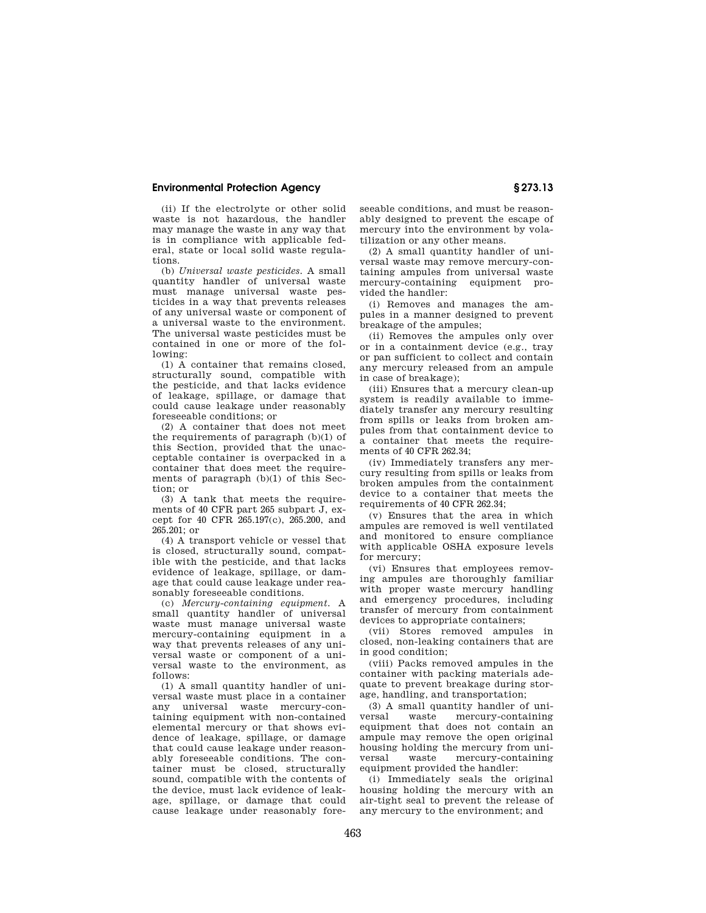(ii) If the electrolyte or other solid waste is not hazardous, the handler may manage the waste in any way that is in compliance with applicable federal, state or local solid waste regulations.

(b) *Universal waste pesticides.* A small quantity handler of universal waste must manage universal waste pesticides in a way that prevents releases of any universal waste or component of a universal waste to the environment. The universal waste pesticides must be contained in one or more of the following:

(1) A container that remains closed, structurally sound, compatible with the pesticide, and that lacks evidence of leakage, spillage, or damage that could cause leakage under reasonably foreseeable conditions; or

(2) A container that does not meet the requirements of paragraph (b)(1) of this Section, provided that the unacceptable container is overpacked in a container that does meet the requirements of paragraph (b)(1) of this Section; or

(3) A tank that meets the requirements of 40 CFR part 265 subpart J, except for 40 CFR 265.197(c), 265.200, and 265.201; or

(4) A transport vehicle or vessel that is closed, structurally sound, compatible with the pesticide, and that lacks evidence of leakage, spillage, or damage that could cause leakage under reasonably foreseeable conditions.

(c) *Mercury-containing equipment.* A small quantity handler of universal waste must manage universal waste mercury-containing equipment in a way that prevents releases of any universal waste or component of a universal waste to the environment, as follows:

(1) A small quantity handler of universal waste must place in a container any universal waste mercury-containing equipment with non-contained elemental mercury or that shows evidence of leakage, spillage, or damage that could cause leakage under reasonably foreseeable conditions. The container must be closed, structurally sound, compatible with the contents of the device, must lack evidence of leakage, spillage, or damage that could cause leakage under reasonably foreseeable conditions, and must be reasonably designed to prevent the escape of mercury into the environment by volatilization or any other means.

(2) A small quantity handler of universal waste may remove mercury-containing ampules from universal waste mercury-containing equipment provided the handler:

(i) Removes and manages the ampules in a manner designed to prevent breakage of the ampules;

(ii) Removes the ampules only over or in a containment device (e.g., tray or pan sufficient to collect and contain any mercury released from an ampule in case of breakage);

(iii) Ensures that a mercury clean-up system is readily available to immediately transfer any mercury resulting from spills or leaks from broken ampules from that containment device to a container that meets the requirements of 40 CFR 262.34;

(iv) Immediately transfers any mercury resulting from spills or leaks from broken ampules from the containment device to a container that meets the requirements of 40 CFR 262.34;

(v) Ensures that the area in which ampules are removed is well ventilated and monitored to ensure compliance with applicable OSHA exposure levels for mercury;

(vi) Ensures that employees removing ampules are thoroughly familiar with proper waste mercury handling and emergency procedures, including transfer of mercury from containment devices to appropriate containers;

(vii) Stores removed ampules in closed, non-leaking containers that are in good condition;

(viii) Packs removed ampules in the container with packing materials adequate to prevent breakage during storage, handling, and transportation;

(3) A small quantity handler of universal waste mercury-containing equipment that does not contain an ampule may remove the open original housing holding the mercury from universal waste mercury-containing equipment provided the handler:

(i) Immediately seals the original housing holding the mercury with an air-tight seal to prevent the release of any mercury to the environment; and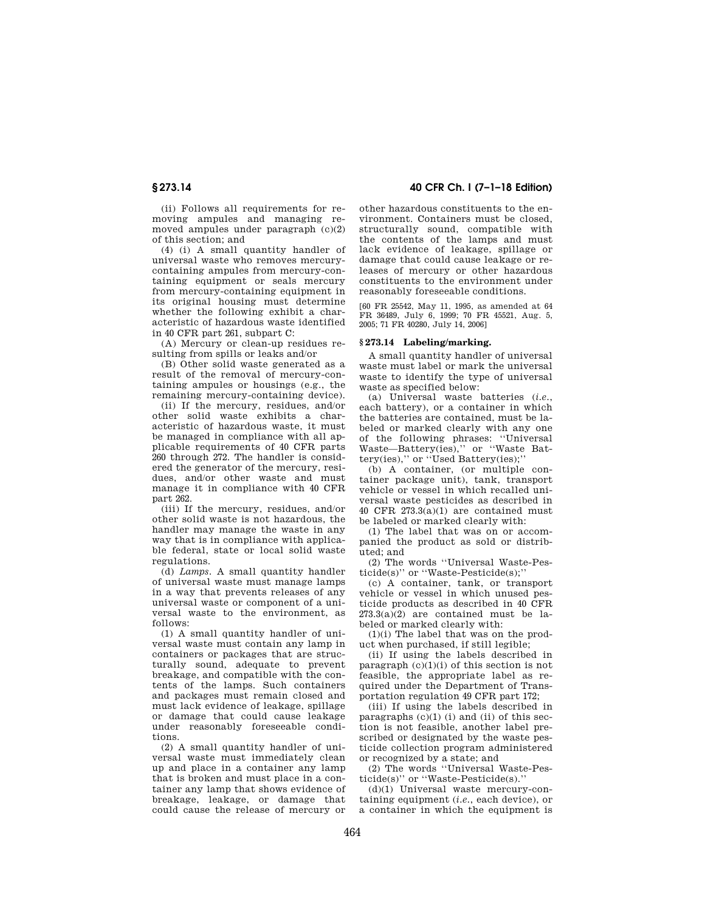(ii) Follows all requirements for removing ampules and managing removed ampules under paragraph (c)(2) of this section; and

(4) (i) A small quantity handler of universal waste who removes mercury-containing ampules from mercury-containing equipment or seals mercury from mercury-containing equipment in its original housing must determine whether the following exhibit a characteristic of hazardous waste identified in 40 CFR part 261, subpart C:

(A) Mercury or clean-up residues resulting from spills or leaks and/or

(B) Other solid waste generated as a result of the removal of mercury-containing ampules or housings (e.g., the remaining mercury-containing device).

(ii) If the mercury, residues, and/or other solid waste exhibits a characteristic of hazardous waste, it must be managed in compliance with all applicable requirements of 40 CFR parts 260 through 272. The handler is considered the generator of the mercury, residues, and/or other waste and must manage it in compliance with 40 CFR part 262.

(iii) If the mercury, residues, and/or other solid waste is not hazardous, the handler may manage the waste in any way that is in compliance with applicable federal, state or local solid waste regulations.

(d) *Lamps.* A small quantity handler of universal waste must manage lamps in a way that prevents releases of any universal waste or component of a universal waste to the environment, as follows:

(1) A small quantity handler of universal waste must contain any lamp in containers or packages that are structurally sound, adequate to prevent breakage, and compatible with the contents of the lamps. Such containers and packages must remain closed and must lack evidence of leakage, spillage or damage that could cause leakage under reasonably foreseeable conditions.

(2) A small quantity handler of universal waste must immediately clean up and place in a container any lamp that is broken and must place in a container any lamp that shows evidence of breakage, leakage, or damage that could cause the release of mercury or other hazardous constituents to the environment. Containers must be closed, structurally sound, compatible with the contents of the lamps and must lack evidence of leakage, spillage or damage that could cause leakage or releases of mercury or other hazardous constituents to the environment under reasonably foreseeable conditions.

[60 FR 25542, May 11, 1995, as amended at 64 FR 36489, July 6, 1999; 70 FR 45521, Aug. 5, 2005; 71 FR 40280, July 14, 2006]

### § 273.14 Labeling/marking.

A small quantity handler of universal waste must label or mark the universal waste to identify the type of universal waste as specified below:

(a) Universal waste batteries (*i.e.*, each battery), or a container in which the batteries are contained, must be labeled or marked clearly with any one of the following phrases: ''Universal Waste—Battery(ies),'' or ''Waste Battery(ies),'' or ''Used Battery(ies);''

(b) A container, (or multiple container package unit), tank, transport vehicle or vessel in which recalled universal waste pesticides as described in 40 CFR 273.3(a)(1) are contained must be labeled or marked clearly with:

(1) The label that was on or accompanied the product as sold or distributed; and

(2) The words ''Universal Waste-Pesticide(s)'' or ''Waste-Pesticide(s);''

(c) A container, tank, or transport vehicle or vessel in which unused pesticide products as described in 40 CFR 273.3(a)(2) are contained must be labeled or marked clearly with:

(1)(i) The label that was on the product when purchased, if still legible;

(ii) If using the labels described in paragraph (c)(1)(i) of this section is not feasible, the appropriate label as required under the Department of Transportation regulation 49 CFR part 172;

(iii) If using the labels described in paragraphs (c)(1) (i) and (ii) of this section is not feasible, another label prescribed or designated by the waste pesticide collection program administered or recognized by a state; and

(2) The words ''Universal Waste-Pesticide(s)'' or ''Waste-Pesticide(s).''

(d)(1) Universal waste mercury-containing equipment (*i.e.*, each device), or a container in which the equipment is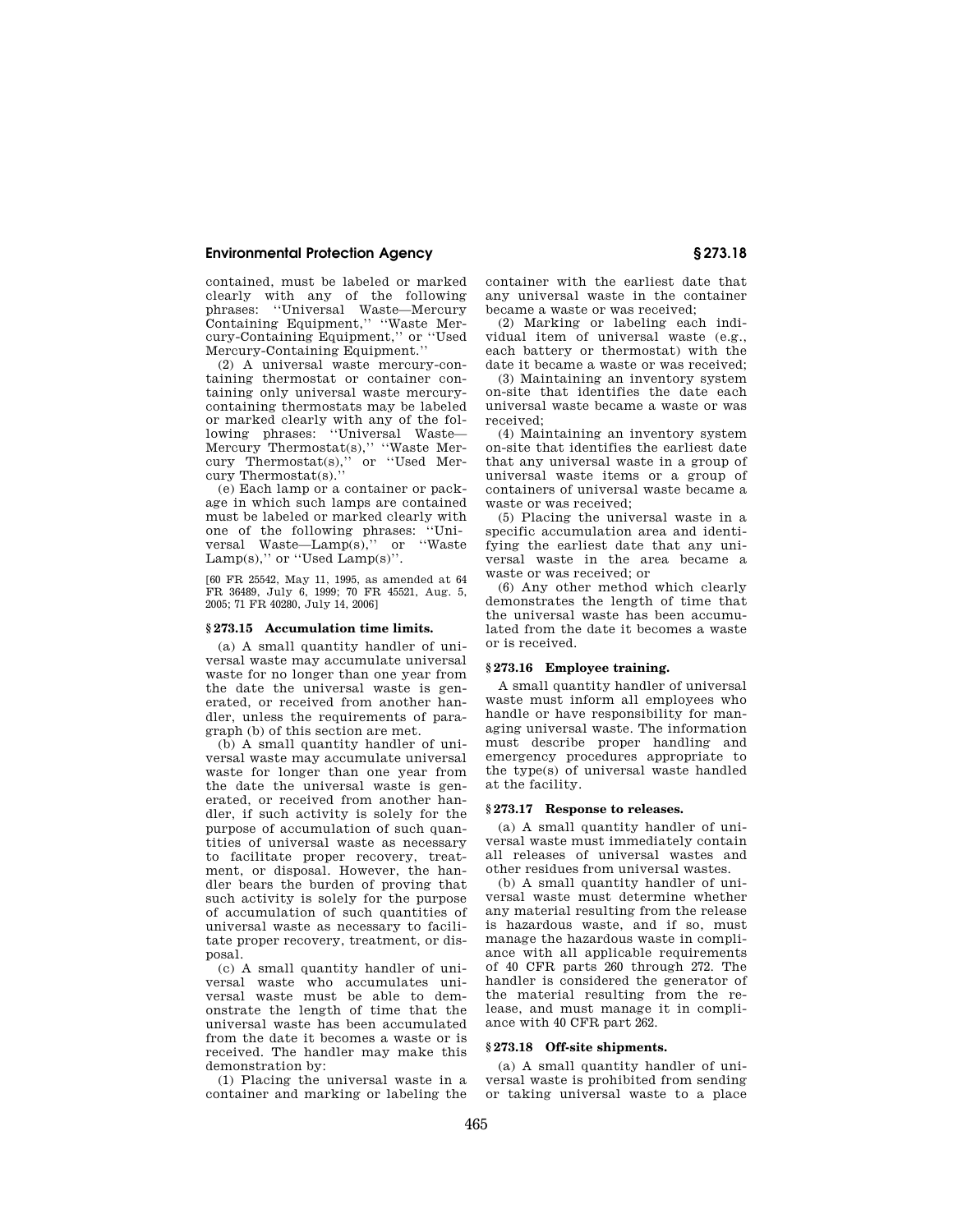contained, must be labeled or marked clearly with any of the following phrases: "Universal Waste—Mercury Containing Equipment," "Waste Mercury-Containing Equipment," or "Used Mercury-Containing Equipment."

(2) A universal waste mercury-containing thermostat or container containing only universal waste mercury-containing thermostats may be labeled or marked clearly with any of the following phrases: "Universal Waste—Mercury Thermostat(s)," "Waste Mercury Thermostat(s)," or "Used Mercury Thermostat(s)."

(e) Each lamp or a container or package in which such lamps are contained must be labeled or marked clearly with one of the following phrases: "Universal Waste—Lamp(s)," or "Waste Lamp(s)," or "Used Lamp(s)".

[60 FR 25542, May 11, 1995, as amended at 64 FR 36489, July 6, 1999; 70 FR 45521, Aug. 5, 2005; 71 FR 40280, July 14, 2006]

### § 273.15 Accumulation time limits.

(a) A small quantity handler of universal waste may accumulate universal waste for no longer than one year from the date the universal waste is generated, or received from another handler, unless the requirements of paragraph (b) of this section are met.

(b) A small quantity handler of universal waste may accumulate universal waste for longer than one year from the date the universal waste is generated, or received from another handler, if such activity is solely for the purpose of accumulation of such quantities of universal waste as necessary to facilitate proper recovery, treatment, or disposal. However, the handler bears the burden of proving that such activity is solely for the purpose of accumulation of such quantities of universal waste as necessary to facilitate proper recovery, treatment, or disposal.

(c) A small quantity handler of universal waste who accumulates universal waste must be able to demonstrate the length of time that the universal waste has been accumulated from the date it becomes a waste or is received. The handler may make this demonstration by:

(1) Placing the universal waste in a container and marking or labeling the container with the earliest date that any universal waste in the container became a waste or was received;

(2) Marking or labeling each individual item of universal waste (e.g., each battery or thermostat) with the date it became a waste or was received;

(3) Maintaining an inventory system on-site that identifies the date each universal waste became a waste or was received;

(4) Maintaining an inventory system on-site that identifies the earliest date that any universal waste in a group of universal waste items or a group of containers of universal waste became a waste or was received;

(5) Placing the universal waste in a specific accumulation area and identifying the earliest date that any universal waste in the area became a waste or was received; or

(6) Any other method which clearly demonstrates the length of time that the universal waste has been accumulated from the date it becomes a waste or is received.

### § 273.16 Employee training.

A small quantity handler of universal waste must inform all employees who handle or have responsibility for managing universal waste. The information must describe proper handling and emergency procedures appropriate to the type(s) of universal waste handled at the facility.

### § 273.17 Response to releases.

(a) A small quantity handler of universal waste must immediately contain all releases of universal wastes and other residues from universal wastes.

(b) A small quantity handler of universal waste must determine whether any material resulting from the release is hazardous waste, and if so, must manage the hazardous waste in compliance with all applicable requirements of 40 CFR parts 260 through 272. The handler is considered the generator of the material resulting from the release, and must manage it in compliance with 40 CFR part 262.

### § 273.18 Off-site shipments.

(a) A small quantity handler of universal waste is prohibited from sending or taking universal waste to a place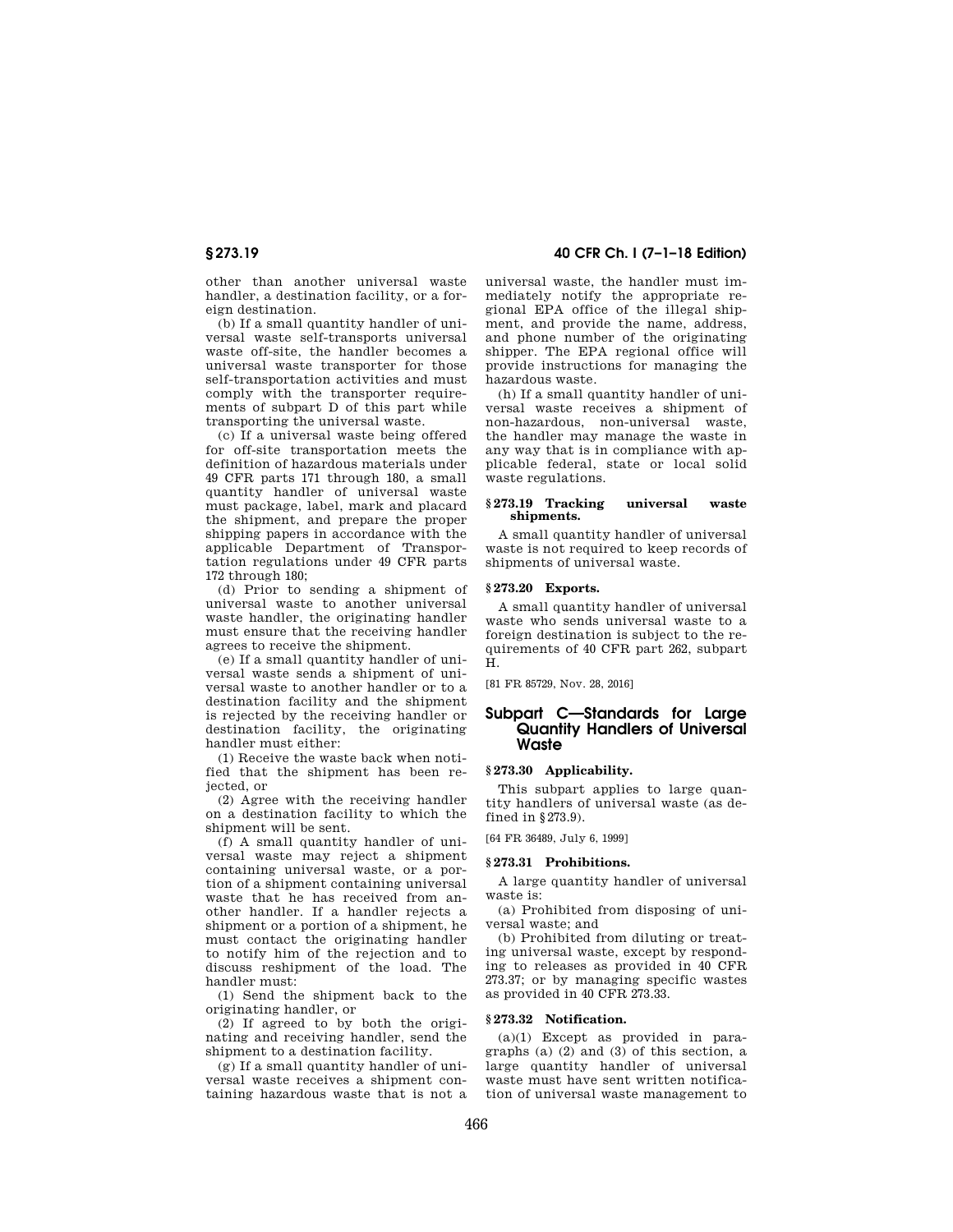other than another universal waste handler, a destination facility, or a foreign destination.

(b) If a small quantity handler of universal waste self-transports universal waste off-site, the handler becomes a universal waste transporter for those self-transportation activities and must comply with the transporter requirements of subpart D of this part while transporting the universal waste.

(c) If a universal waste being offered for off-site transportation meets the definition of hazardous materials under 49 CFR parts 171 through 180, a small quantity handler of universal waste must package, label, mark and placard the shipment, and prepare the proper shipping papers in accordance with the applicable Department of Transportation regulations under 49 CFR parts 172 through 180;

(d) Prior to sending a shipment of universal waste to another universal waste handler, the originating handler must ensure that the receiving handler agrees to receive the shipment.

(e) If a small quantity handler of universal waste sends a shipment of universal waste to another handler or to a destination facility and the shipment is rejected by the receiving handler or destination facility, the originating handler must either:

(1) Receive the waste back when notified that the shipment has been rejected, or

(2) Agree with the receiving handler on a destination facility to which the shipment will be sent.

(f) A small quantity handler of universal waste may reject a shipment containing universal waste, or a portion of a shipment containing universal waste that he has received from another handler. If a handler rejects a shipment or a portion of a shipment, he must contact the originating handler to notify him of the rejection and to discuss reshipment of the load. The handler must:

(1) Send the shipment back to the originating handler, or

(2) If agreed to by both the originating and receiving handler, send the shipment to a destination facility.

(g) If a small quantity handler of universal waste receives a shipment containing hazardous waste that is not a universal waste, the handler must immediately notify the appropriate regional EPA office of the illegal shipment, and provide the name, address, and phone number of the originating shipper. The EPA regional office will provide instructions for managing the hazardous waste.

(h) If a small quantity handler of universal waste receives a shipment of non-hazardous, non-universal waste, the handler may manage the waste in any way that is in compliance with applicable federal, state or local solid waste regulations.

### § 273.19 Tracking universal waste shipments.

A small quantity handler of universal waste is not required to keep records of shipments of universal waste.

### § 273.20 Exports.

A small quantity handler of universal waste who sends universal waste to a foreign destination is subject to the requirements of 40 CFR part 262, subpart H.

[81 FR 85729, Nov. 28, 2016]

## Subpart C—Standards for Large Quantity Handlers of Universal Waste

### § 273.30 Applicability.

This subpart applies to large quantity handlers of universal waste (as defined in § 273.9).

[64 FR 36489, July 6, 1999]

### § 273.31 Prohibitions.

A large quantity handler of universal waste is:

(a) Prohibited from disposing of universal waste; and

(b) Prohibited from diluting or treating universal waste, except by responding to releases as provided in 40 CFR 273.37; or by managing specific wastes as provided in 40 CFR 273.33.

### § 273.32 Notification.

(a)(1) Except as provided in paragraphs (a) (2) and (3) of this section, a large quantity handler of universal waste must have sent written notification of universal waste management to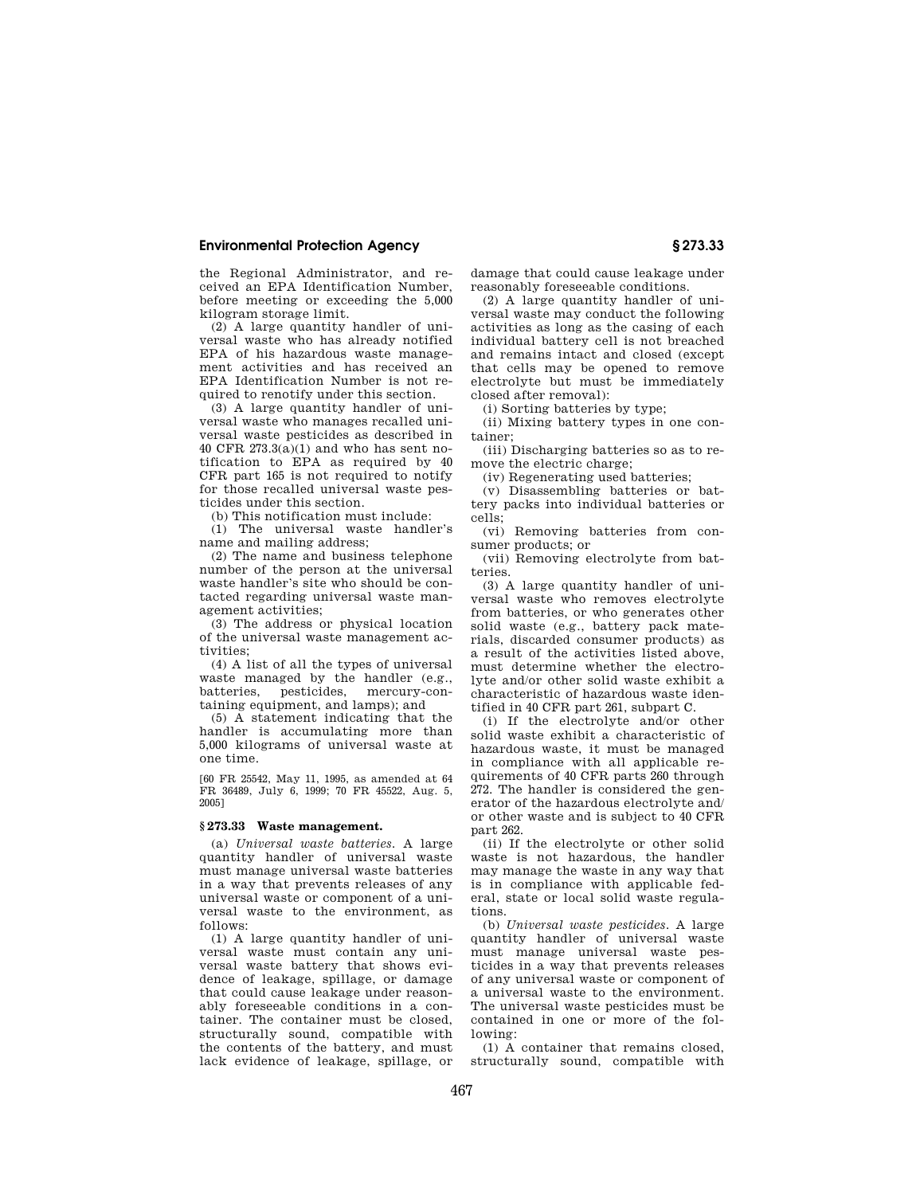the Regional Administrator, and received an EPA Identification Number, before meeting or exceeding the 5,000 kilogram storage limit.

(2) A large quantity handler of universal waste who has already notified EPA of his hazardous waste management activities and has received an EPA Identification Number is not required to renotify under this section.

(3) A large quantity handler of universal waste who manages recalled universal waste pesticides as described in 40 CFR 273.3(a)(1) and who has sent notification to EPA as required by 40 CFR part 165 is not required to notify for those recalled universal waste pesticides under this section.

(b) This notification must include:

(1) The universal waste handler's name and mailing address;

(2) The name and business telephone number of the person at the universal waste handler's site who should be contacted regarding universal waste management activities;

(3) The address or physical location of the universal waste management activities;

(4) A list of all the types of universal waste managed by the handler (e.g., batteries, pesticides, mercury-containing equipment, and lamps); and

(5) A statement indicating that the handler is accumulating more than 5,000 kilograms of universal waste at one time.

[60 FR 25542, May 11, 1995, as amended at 64 FR 36489, July 6, 1999; 70 FR 45522, Aug. 5, 2005]

## § 273.33 Waste management.

(a) *Universal waste batteries.* A large quantity handler of universal waste must manage universal waste batteries in a way that prevents releases of any universal waste or component of a universal waste to the environment, as follows:

(1) A large quantity handler of universal waste must contain any universal waste battery that shows evidence of leakage, spillage, or damage that could cause leakage under reasonably foreseeable conditions in a container. The container must be closed, structurally sound, compatible with the contents of the battery, and must lack evidence of leakage, spillage, or damage that could cause leakage under reasonably foreseeable conditions.

(2) A large quantity handler of universal waste may conduct the following activities as long as the casing of each individual battery cell is not breached and remains intact and closed (except that cells may be opened to remove electrolyte but must be immediately closed after removal):

(i) Sorting batteries by type;

(ii) Mixing battery types in one container;

(iii) Discharging batteries so as to remove the electric charge;

(iv) Regenerating used batteries;

(v) Disassembling batteries or battery packs into individual batteries or cells;

(vi) Removing batteries from consumer products; or

(vii) Removing electrolyte from batteries.

(3) A large quantity handler of universal waste who removes electrolyte from batteries, or who generates other solid waste (e.g., battery pack materials, discarded consumer products) as a result of the activities listed above, must determine whether the electrolyte and/or other solid waste exhibit a characteristic of hazardous waste identified in 40 CFR part 261, subpart C.

(i) If the electrolyte and/or other solid waste exhibit a characteristic of hazardous waste, it must be managed in compliance with all applicable requirements of 40 CFR parts 260 through 272. The handler is considered the generator of the hazardous electrolyte and/or other waste and is subject to 40 CFR part 262.

(ii) If the electrolyte or other solid waste is not hazardous, the handler may manage the waste in any way that is in compliance with applicable federal, state or local solid waste regulations.

(b) *Universal waste pesticides.* A large quantity handler of universal waste must manage universal waste pesticides in a way that prevents releases of any universal waste or component of a universal waste to the environment. The universal waste pesticides must be contained in one or more of the following:

(1) A container that remains closed, structurally sound, compatible with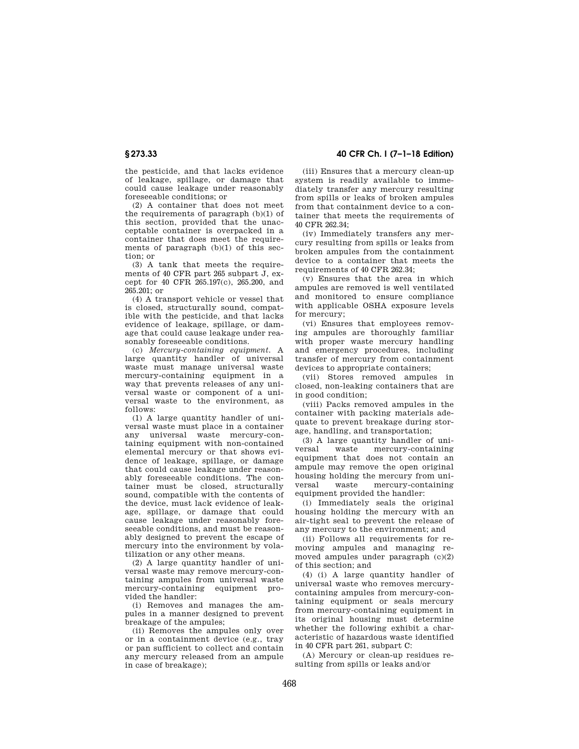the pesticide, and that lacks evidence of leakage, spillage, or damage that could cause leakage under reasonably foreseeable conditions; or

(2) A container that does not meet the requirements of paragraph (b)(1) of this section, provided that the unacceptable container is overpacked in a container that does meet the requirements of paragraph (b)(1) of this section; or

(3) A tank that meets the requirements of 40 CFR part 265 subpart J, except for 40 CFR 265.197(c), 265.200, and 265.201; or

(4) A transport vehicle or vessel that is closed, structurally sound, compatible with the pesticide, and that lacks evidence of leakage, spillage, or damage that could cause leakage under reasonably foreseeable conditions.

(c) *Mercury-containing equipment.* A large quantity handler of universal waste must manage universal waste mercury-containing equipment in a way that prevents releases of any universal waste or component of a universal waste to the environment, as follows:

(1) A large quantity handler of universal waste must place in a container any universal waste mercury-containing equipment with non-contained elemental mercury or that shows evidence of leakage, spillage, or damage that could cause leakage under reasonably foreseeable conditions. The container must be closed, structurally sound, compatible with the contents of the device, must lack evidence of leakage, spillage, or damage that could cause leakage under reasonably foreseeable conditions, and must be reasonably designed to prevent the escape of mercury into the environment by volatilization or any other means.

(2) A large quantity handler of universal waste may remove mercury-containing ampules from universal waste mercury-containing equipment provided the handler:

(i) Removes and manages the ampules in a manner designed to prevent breakage of the ampules;

(ii) Removes the ampules only over or in a containment device (e.g., tray or pan sufficient to collect and contain any mercury released from an ampule in case of breakage);

(iii) Ensures that a mercury clean-up system is readily available to immediately transfer any mercury resulting from spills or leaks of broken ampules from that containment device to a container that meets the requirements of 40 CFR 262.34;

(iv) Immediately transfers any mercury resulting from spills or leaks from broken ampules from the containment device to a container that meets the requirements of 40 CFR 262.34;

(v) Ensures that the area in which ampules are removed is well ventilated and monitored to ensure compliance with applicable OSHA exposure levels for mercury;

(vi) Ensures that employees removing ampules are thoroughly familiar with proper waste mercury handling and emergency procedures, including transfer of mercury from containment devices to appropriate containers;

(vii) Stores removed ampules in closed, non-leaking containers that are in good condition;

(viii) Packs removed ampules in the container with packing materials adequate to prevent breakage during storage, handling, and transportation;

(3) A large quantity handler of universal waste mercury-containing equipment that does not contain an ampule may remove the open original housing holding the mercury from universal waste mercury-containing equipment provided the handler:

(i) Immediately seals the original housing holding the mercury with an air-tight seal to prevent the release of any mercury to the environment; and

(ii) Follows all requirements for removing ampules and managing removed ampules under paragraph (c)(2) of this section; and

(4) (i) A large quantity handler of universal waste who removes mercury-containing ampules from mercury-containing equipment or seals mercury from mercury-containing equipment in its original housing must determine whether the following exhibit a characteristic of hazardous waste identified in 40 CFR part 261, subpart C:

(A) Mercury or clean-up residues resulting from spills or leaks and/or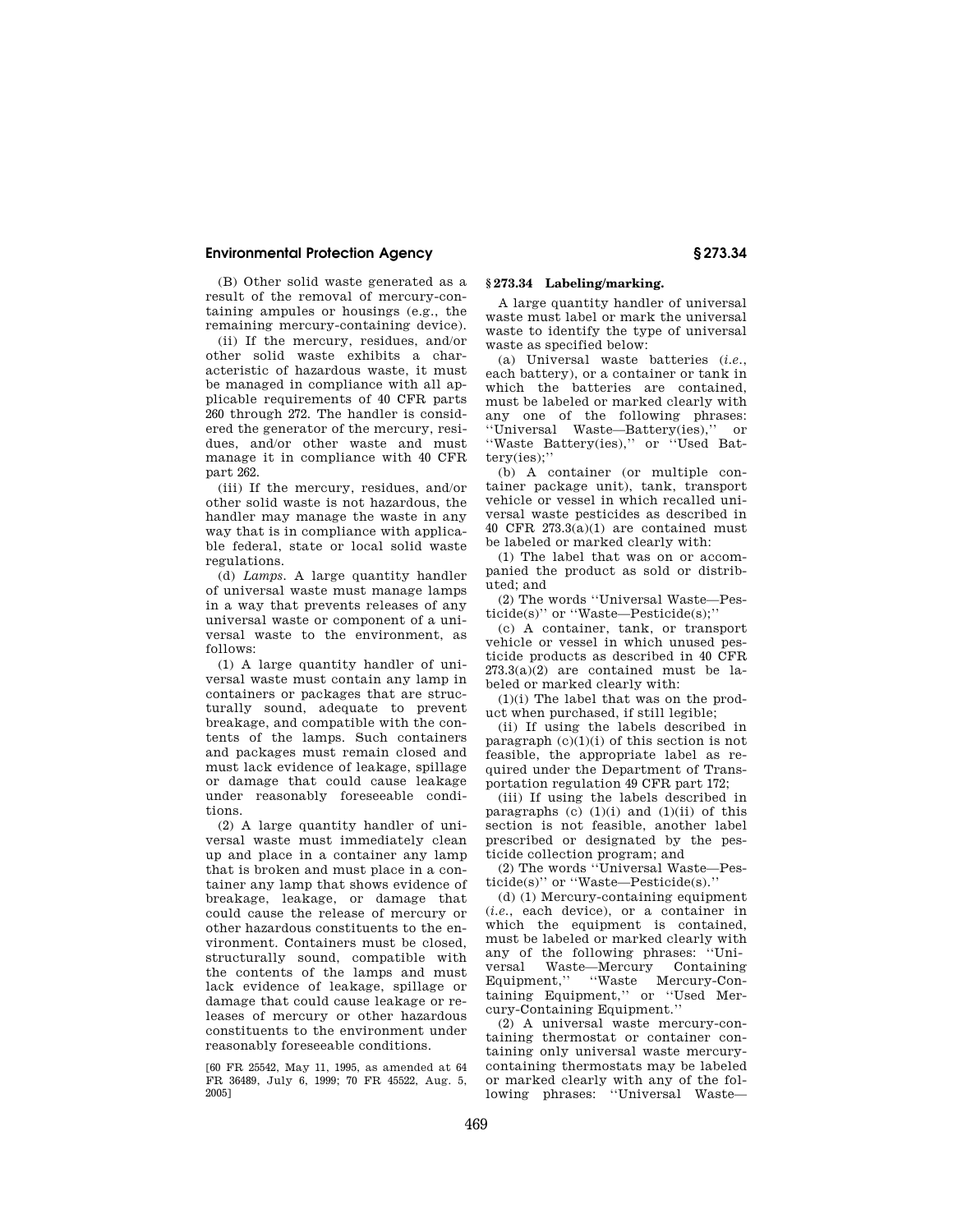(B) Other solid waste generated as a result of the removal of mercury-containing ampules or housings (e.g., the remaining mercury-containing device).

(ii) If the mercury, residues, and/or other solid waste exhibits a characteristic of hazardous waste, it must be managed in compliance with all applicable requirements of 40 CFR parts 260 through 272. The handler is considered the generator of the mercury, residues, and/or other waste and must manage it in compliance with 40 CFR part 262.

(iii) If the mercury, residues, and/or other solid waste is not hazardous, the handler may manage the waste in any way that is in compliance with applicable federal, state or local solid waste regulations.

(d) *Lamps.* A large quantity handler of universal waste must manage lamps in a way that prevents releases of any universal waste or component of a universal waste to the environment, as follows:

(1) A large quantity handler of universal waste must contain any lamp in containers or packages that are structurally sound, adequate to prevent breakage, and compatible with the contents of the lamps. Such containers and packages must remain closed and must lack evidence of leakage, spillage or damage that could cause leakage under reasonably foreseeable conditions.

(2) A large quantity handler of universal waste must immediately clean up and place in a container any lamp that is broken and must place in a container any lamp that shows evidence of breakage, leakage, or damage that could cause the release of mercury or other hazardous constituents to the environment. Containers must be closed, structurally sound, compatible with the contents of the lamps and must lack evidence of leakage, spillage or damage that could cause leakage or releases of mercury or other hazardous constituents to the environment under reasonably foreseeable conditions.

[60 FR 25542, May 11, 1995, as amended at 64 FR 36489, July 6, 1999; 70 FR 45522, Aug. 5, 2005]

## § 273.34 Labeling/marking.

A large quantity handler of universal waste must label or mark the universal waste to identify the type of universal waste as specified below:

(a) Universal waste batteries (*i.e.*, each battery), or a container or tank in which the batteries are contained, must be labeled or marked clearly with any one of the following phrases: "Universal Waste—Battery(ies)," or "Waste Battery(ies)," or "Used Battery(ies);"

(b) A container (or multiple container package unit), tank, transport vehicle or vessel in which recalled universal waste pesticides as described in 40 CFR 273.3(a)(1) are contained must be labeled or marked clearly with:

(1) The label that was on or accompanied the product as sold or distributed; and

(2) The words "Universal Waste—Pesticide(s)" or "Waste—Pesticide(s);"

(c) A container, tank, or transport vehicle or vessel in which unused pesticide products as described in 40 CFR 273.3(a)(2) are contained must be labeled or marked clearly with:

(1)(i) The label that was on the product when purchased, if still legible;

(ii) If using the labels described in paragraph (c)(1)(i) of this section is not feasible, the appropriate label as required under the Department of Transportation regulation 49 CFR part 172;

(iii) If using the labels described in paragraphs (c) (1)(i) and (1)(ii) of this section is not feasible, another label prescribed or designated by the pesticide collection program; and

(2) The words "Universal Waste—Pesticide(s)" or "Waste—Pesticide(s)."

(d) (1) Mercury-containing equipment (*i.e.*, each device), or a container in which the equipment is contained, must be labeled or marked clearly with any of the following phrases: "Universal Waste—Mercury Containing Equipment," "Waste Mercury-Containing Equipment," or "Used Mercury-Containing Equipment."

(2) A universal waste mercury-containing thermostat or container containing only universal waste mercury-containing thermostats may be labeled or marked clearly with any of the following phrases: "Universal Waste—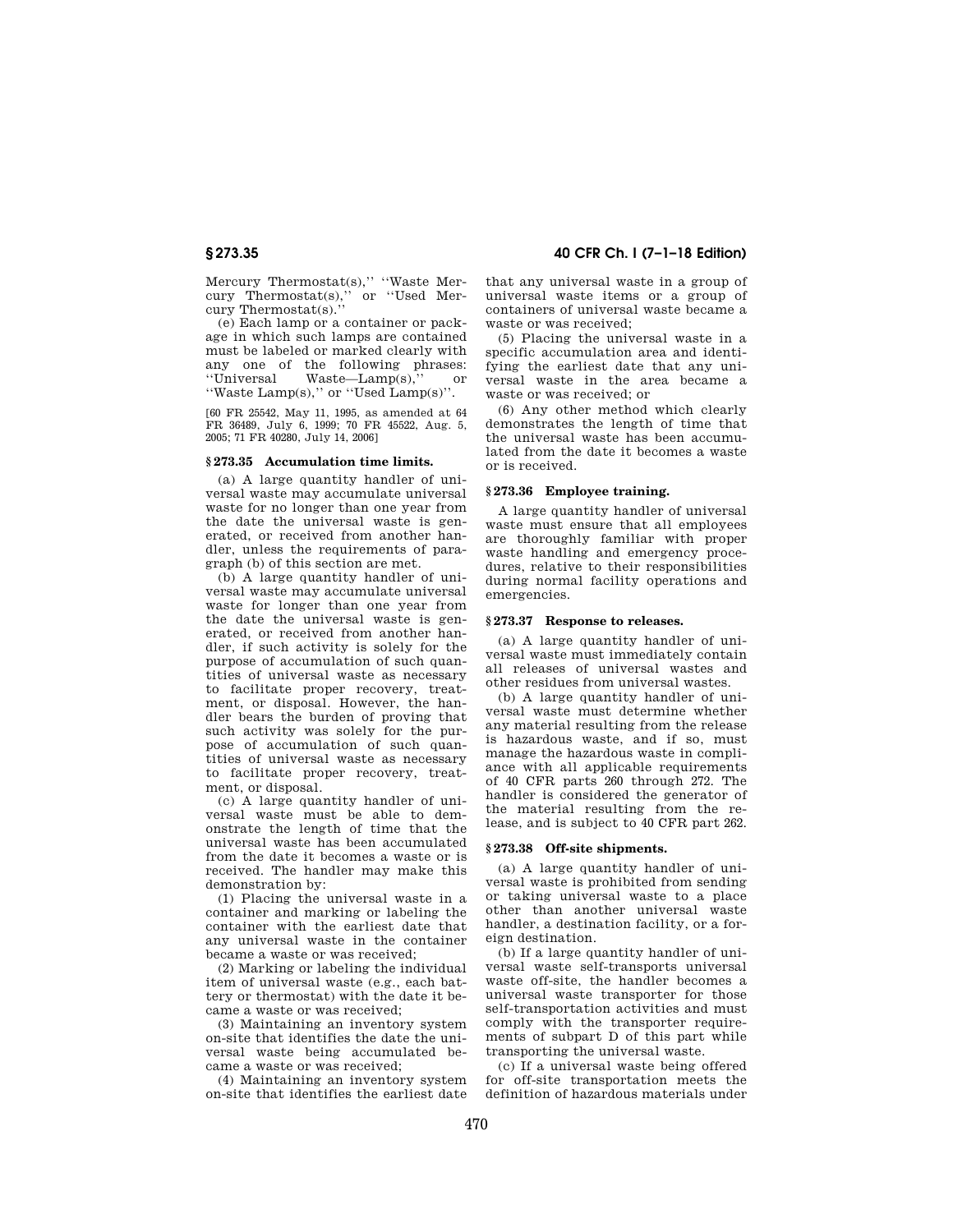Mercury Thermostat(s),'' ''Waste Mercury Thermostat(s),'' or ''Used Mercury Thermostat(s).''

(e) Each lamp or a container or package in which such lamps are contained must be labeled or marked clearly with any one of the following phrases: ''Universal Waste—Lamp(s),'' or ''Waste Lamp(s),'' or ''Used Lamp(s)''.

[60 FR 25542, May 11, 1995, as amended at 64 FR 36489, July 6, 1999; 70 FR 45522, Aug. 5, 2005; 71 FR 40280, July 14, 2006]

### § 273.35 Accumulation time limits.

(a) A large quantity handler of universal waste may accumulate universal waste for no longer than one year from the date the universal waste is generated, or received from another handler, unless the requirements of paragraph (b) of this section are met.

(b) A large quantity handler of universal waste may accumulate universal waste for longer than one year from the date the universal waste is generated, or received from another handler, if such activity is solely for the purpose of accumulation of such quantities of universal waste as necessary to facilitate proper recovery, treatment, or disposal. However, the handler bears the burden of proving that such activity was solely for the purpose of accumulation of such quantities of universal waste as necessary to facilitate proper recovery, treatment, or disposal.

(c) A large quantity handler of universal waste must be able to demonstrate the length of time that the universal waste has been accumulated from the date it becomes a waste or is received. The handler may make this demonstration by:

(1) Placing the universal waste in a container and marking or labeling the container with the earliest date that any universal waste in the container became a waste or was received;

(2) Marking or labeling the individual item of universal waste (e.g., each battery or thermostat) with the date it became a waste or was received;

(3) Maintaining an inventory system on-site that identifies the date the universal waste being accumulated became a waste or was received;

(4) Maintaining an inventory system on-site that identifies the earliest date that any universal waste in a group of universal waste items or a group of containers of universal waste became a waste or was received;

(5) Placing the universal waste in a specific accumulation area and identifying the earliest date that any universal waste in the area became a waste or was received; or

(6) Any other method which clearly demonstrates the length of time that the universal waste has been accumulated from the date it becomes a waste or is received.

### § 273.36 Employee training.

A large quantity handler of universal waste must ensure that all employees are thoroughly familiar with proper waste handling and emergency procedures, relative to their responsibilities during normal facility operations and emergencies.

### § 273.37 Response to releases.

(a) A large quantity handler of universal waste must immediately contain all releases of universal wastes and other residues from universal wastes.

(b) A large quantity handler of universal waste must determine whether any material resulting from the release is hazardous waste, and if so, must manage the hazardous waste in compliance with all applicable requirements of 40 CFR parts 260 through 272. The handler is considered the generator of the material resulting from the release, and is subject to 40 CFR part 262.

### § 273.38 Off-site shipments.

(a) A large quantity handler of universal waste is prohibited from sending or taking universal waste to a place other than another universal waste handler, a destination facility, or a foreign destination.

(b) If a large quantity handler of universal waste self-transports universal waste off-site, the handler becomes a universal waste transporter for those self-transportation activities and must comply with the transporter requirements of subpart D of this part while transporting the universal waste.

(c) If a universal waste being offered for off-site transportation meets the definition of hazardous materials under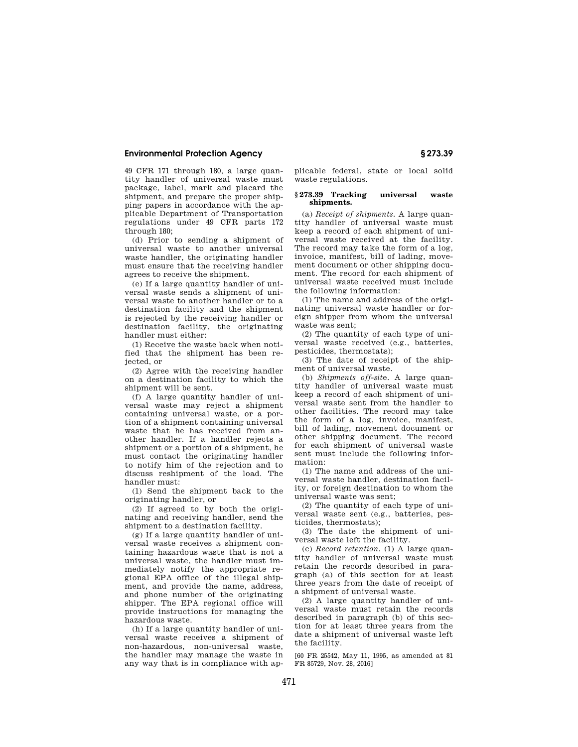49 CFR 171 through 180, a large quantity handler of universal waste must package, label, mark and placard the shipment, and prepare the proper shipping papers in accordance with the applicable Department of Transportation regulations under 49 CFR parts 172 through 180;

(d) Prior to sending a shipment of universal waste to another universal waste handler, the originating handler must ensure that the receiving handler agrees to receive the shipment.

(e) If a large quantity handler of universal waste sends a shipment of universal waste to another handler or to a destination facility and the shipment is rejected by the receiving handler or destination facility, the originating handler must either:

(1) Receive the waste back when notified that the shipment has been rejected, or

(2) Agree with the receiving handler on a destination facility to which the shipment will be sent.

(f) A large quantity handler of universal waste may reject a shipment containing universal waste, or a portion of a shipment containing universal waste that he has received from another handler. If a handler rejects a shipment or a portion of a shipment, he must contact the originating handler to notify him of the rejection and to discuss reshipment of the load. The handler must:

(1) Send the shipment back to the originating handler, or

(2) If agreed to by both the originating and receiving handler, send the shipment to a destination facility.

(g) If a large quantity handler of universal waste receives a shipment containing hazardous waste that is not a universal waste, the handler must immediately notify the appropriate regional EPA office of the illegal shipment, and provide the name, address, and phone number of the originating shipper. The EPA regional office will provide instructions for managing the hazardous waste.

(h) If a large quantity handler of universal waste receives a shipment of non-hazardous, non-universal waste, the handler may manage the waste in any way that is in compliance with applicable federal, state or local solid waste regulations.

## § 273.39 Tracking universal waste shipments.

(a) *Receipt of shipments.* A large quantity handler of universal waste must keep a record of each shipment of universal waste received at the facility. The record may take the form of a log, invoice, manifest, bill of lading, movement document or other shipping document. The record for each shipment of universal waste received must include the following information:

(1) The name and address of the originating universal waste handler or foreign shipper from whom the universal waste was sent;

(2) The quantity of each type of universal waste received (e.g., batteries, pesticides, thermostats);

(3) The date of receipt of the shipment of universal waste.

(b) *Shipments off-site.* A large quantity handler of universal waste must keep a record of each shipment of universal waste sent from the handler to other facilities. The record may take the form of a log, invoice, manifest, bill of lading, movement document or other shipping document. The record for each shipment of universal waste sent must include the following information:

(1) The name and address of the universal waste handler, destination facility, or foreign destination to whom the universal waste was sent;

(2) The quantity of each type of universal waste sent (e.g., batteries, pesticides, thermostats);

(3) The date the shipment of universal waste left the facility.

(c) *Record retention.* (1) A large quantity handler of universal waste must retain the records described in paragraph (a) of this section for at least three years from the date of receipt of a shipment of universal waste.

(2) A large quantity handler of universal waste must retain the records described in paragraph (b) of this section for at least three years from the date a shipment of universal waste left the facility.

[60 FR 25542, May 11, 1995, as amended at 81 FR 85729, Nov. 28, 2016]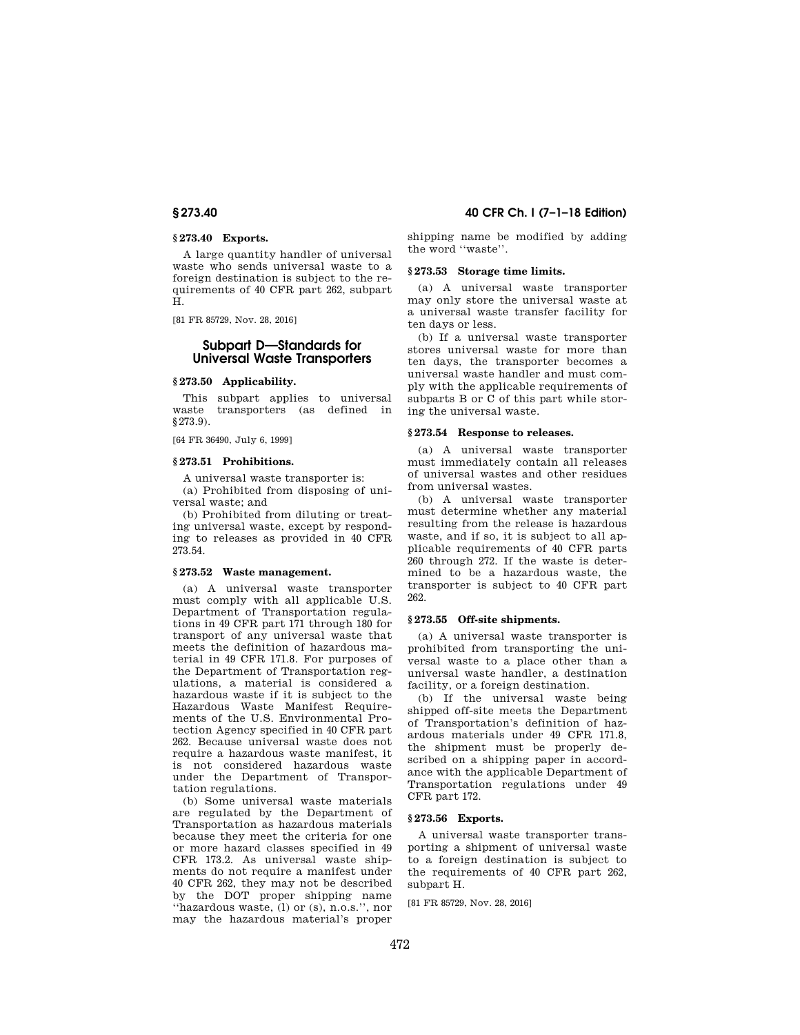### § 273.40 Exports.

A large quantity handler of universal waste who sends universal waste to a foreign destination is subject to the requirements of 40 CFR part 262, subpart H.

[81 FR 85729, Nov. 28, 2016]

## Subpart D—Standards for Universal Waste Transporters

### § 273.50 Applicability.

This subpart applies to universal waste transporters (as defined in § 273.9).

[64 FR 36490, July 6, 1999]

### § 273.51 Prohibitions.

A universal waste transporter is:

(a) Prohibited from disposing of universal waste; and

(b) Prohibited from diluting or treating universal waste, except by responding to releases as provided in 40 CFR 273.54.

### § 273.52 Waste management.

(a) A universal waste transporter must comply with all applicable U.S. Department of Transportation regulations in 49 CFR part 171 through 180 for transport of any universal waste that meets the definition of hazardous material in 49 CFR 171.8. For purposes of the Department of Transportation regulations, a material is considered a hazardous waste if it is subject to the Hazardous Waste Manifest Requirements of the U.S. Environmental Protection Agency specified in 40 CFR part 262. Because universal waste does not require a hazardous waste manifest, it is not considered hazardous waste under the Department of Transportation regulations.

(b) Some universal waste materials are regulated by the Department of Transportation as hazardous materials because they meet the criteria for one or more hazard classes specified in 49 CFR 173.2. As universal waste shipments do not require a manifest under 40 CFR 262, they may not be described by the DOT proper shipping name "hazardous waste, (l) or (s), n.o.s.", nor may the hazardous material's proper shipping name be modified by adding the word "waste".

### § 273.53 Storage time limits.

(a) A universal waste transporter may only store the universal waste at a universal waste transfer facility for ten days or less.

(b) If a universal waste transporter stores universal waste for more than ten days, the transporter becomes a universal waste handler and must comply with the applicable requirements of subparts B or C of this part while storing the universal waste.

### § 273.54 Response to releases.

(a) A universal waste transporter must immediately contain all releases of universal wastes and other residues from universal wastes.

(b) A universal waste transporter must determine whether any material resulting from the release is hazardous waste, and if so, it is subject to all applicable requirements of 40 CFR parts 260 through 272. If the waste is determined to be a hazardous waste, the transporter is subject to 40 CFR part 262.

### § 273.55 Off-site shipments.

(a) A universal waste transporter is prohibited from transporting the universal waste to a place other than a universal waste handler, a destination facility, or a foreign destination.

(b) If the universal waste being shipped off-site meets the Department of Transportation's definition of hazardous materials under 49 CFR 171.8, the shipment must be properly described on a shipping paper in accordance with the applicable Department of Transportation regulations under 49 CFR part 172.

### § 273.56 Exports.

A universal waste transporter transporting a shipment of universal waste to a foreign destination is subject to the requirements of 40 CFR part 262, subpart H.

[81 FR 85729, Nov. 28, 2016]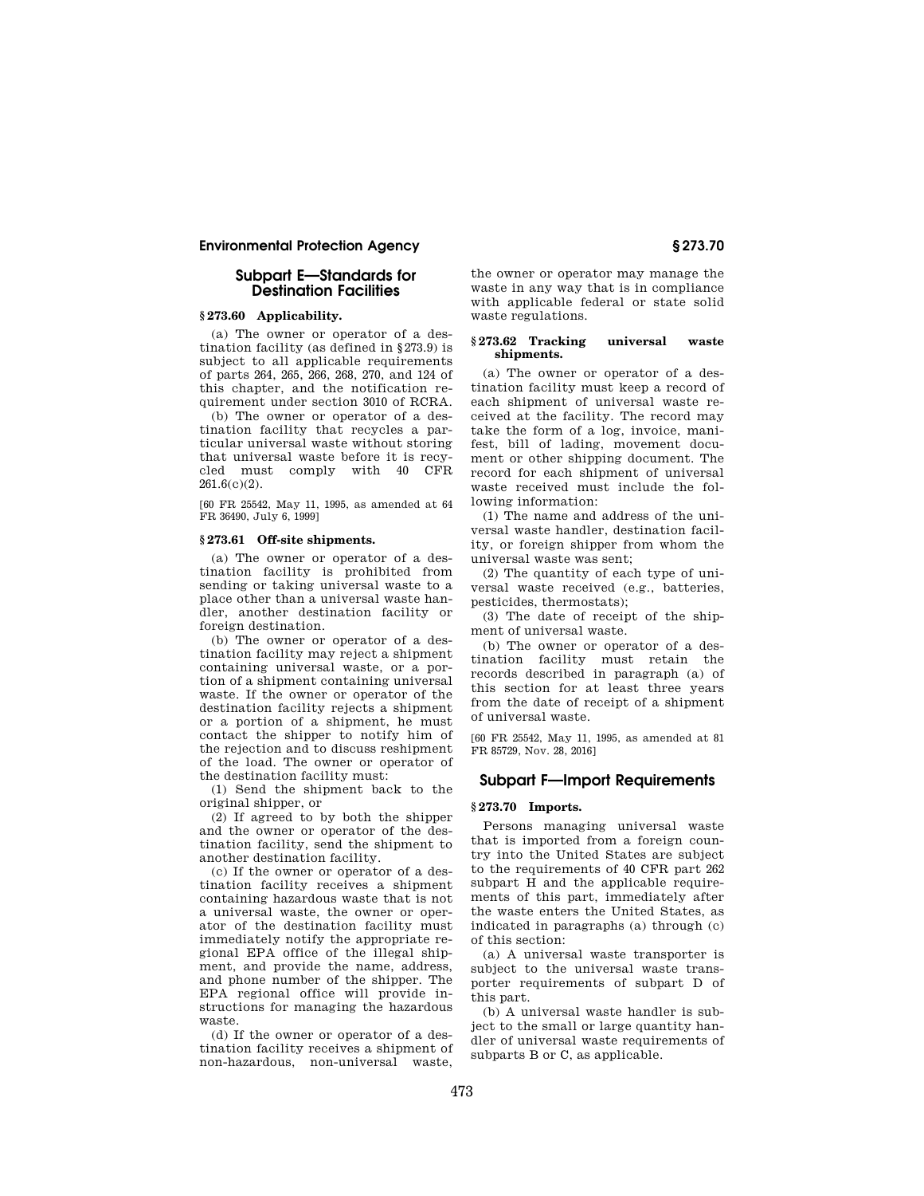## Subpart E—Standards for Destination Facilities

### § 273.60 Applicability.

(a) The owner or operator of a destination facility (as defined in § 273.9) is subject to all applicable requirements of parts 264, 265, 266, 268, 270, and 124 of this chapter, and the notification requirement under section 3010 of RCRA.

(b) The owner or operator of a destination facility that recycles a particular universal waste without storing that universal waste before it is recycled must comply with 40 CFR 261.6(c)(2).

[60 FR 25542, May 11, 1995, as amended at 64 FR 36490, July 6, 1999]

### § 273.61 Off-site shipments.

(a) The owner or operator of a destination facility is prohibited from sending or taking universal waste to a place other than a universal waste handler, another destination facility or foreign destination.

(b) The owner or operator of a destination facility may reject a shipment containing universal waste, or a portion of a shipment containing universal waste. If the owner or operator of the destination facility rejects a shipment or a portion of a shipment, he must contact the shipper to notify him of the rejection and to discuss reshipment of the load. The owner or operator of the destination facility must:

(1) Send the shipment back to the original shipper, or

(2) If agreed to by both the shipper and the owner or operator of the destination facility, send the shipment to another destination facility.

(c) If the owner or operator of a destination facility receives a shipment containing hazardous waste that is not a universal waste, the owner or operator of the destination facility must immediately notify the appropriate regional EPA office of the illegal shipment, and provide the name, address, and phone number of the shipper. The EPA regional office will provide instructions for managing the hazardous waste.

(d) If the owner or operator of a destination facility receives a shipment of non-hazardous, non-universal waste, the owner or operator may manage the waste in any way that is in compliance with applicable federal or state solid waste regulations.

### § 273.62 Tracking universal waste shipments.

(a) The owner or operator of a destination facility must keep a record of each shipment of universal waste received at the facility. The record may take the form of a log, invoice, manifest, bill of lading, movement document or other shipping document. The record for each shipment of universal waste received must include the following information:

(1) The name and address of the universal waste handler, destination facility, or foreign shipper from whom the universal waste was sent;

(2) The quantity of each type of universal waste received (e.g., batteries, pesticides, thermostats);

(3) The date of receipt of the shipment of universal waste.

(b) The owner or operator of a destination facility must retain the records described in paragraph (a) of this section for at least three years from the date of receipt of a shipment of universal waste.

[60 FR 25542, May 11, 1995, as amended at 81 FR 85729, Nov. 28, 2016]

## Subpart F—Import Requirements

### § 273.70 Imports.

Persons managing universal waste that is imported from a foreign country into the United States are subject to the requirements of 40 CFR part 262 subpart H and the applicable requirements of this part, immediately after the waste enters the United States, as indicated in paragraphs (a) through (c) of this section:

(a) A universal waste transporter is subject to the universal waste transporter requirements of subpart D of this part.

(b) A universal waste handler is subject to the small or large quantity handler of universal waste requirements of subparts B or C, as applicable.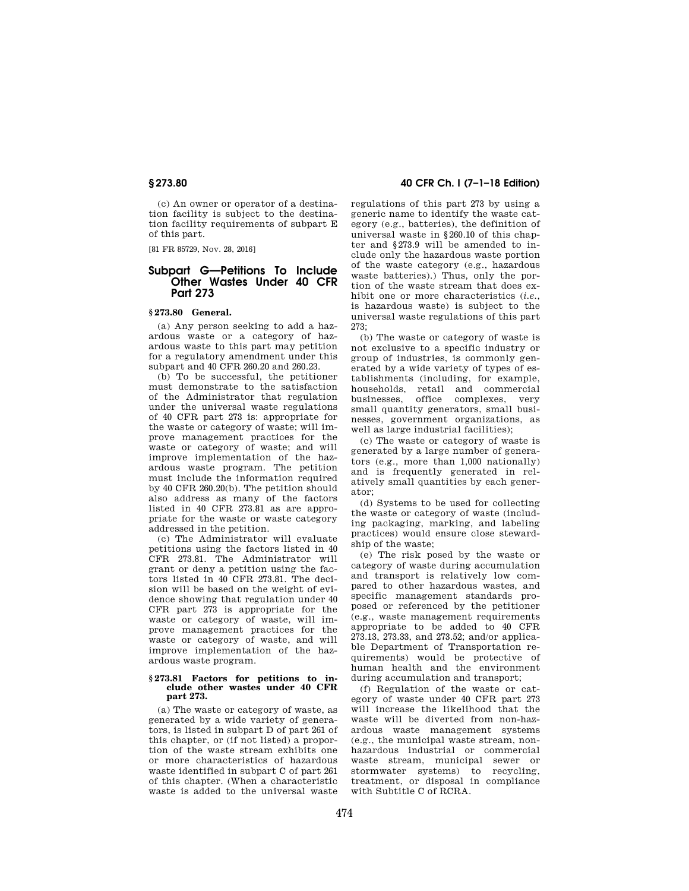(c) An owner or operator of a destination facility is subject to the destination facility requirements of subpart E of this part.

[81 FR 85729, Nov. 28, 2016]

## Subpart G—Petitions To Include Other Wastes Under 40 CFR Part 273

### § 273.80 General.

(a) Any person seeking to add a hazardous waste or a category of hazardous waste to this part may petition for a regulatory amendment under this subpart and 40 CFR 260.20 and 260.23.

(b) To be successful, the petitioner must demonstrate to the satisfaction of the Administrator that regulation under the universal waste regulations of 40 CFR part 273 is: appropriate for the waste or category of waste; will improve management practices for the waste or category of waste; and will improve implementation of the hazardous waste program. The petition must include the information required by 40 CFR 260.20(b). The petition should also address as many of the factors listed in 40 CFR 273.81 as are appropriate for the waste or waste category addressed in the petition.

(c) The Administrator will evaluate petitions using the factors listed in 40 CFR 273.81. The Administrator will grant or deny a petition using the factors listed in 40 CFR 273.81. The decision will be based on the weight of evidence showing that regulation under 40 CFR part 273 is appropriate for the waste or category of waste, will improve management practices for the waste or category of waste, and will improve implementation of the hazardous waste program.

### § 273.81 Factors for petitions to include other wastes under 40 CFR part 273.

(a) The waste or category of waste, as generated by a wide variety of generators, is listed in subpart D of part 261 of this chapter, or (if not listed) a proportion of the waste stream exhibits one or more characteristics of hazardous waste identified in subpart C of part 261 of this chapter. (When a characteristic waste is added to the universal waste regulations of this part 273 by using a generic name to identify the waste category (e.g., batteries), the definition of universal waste in §260.10 of this chapter and §273.9 will be amended to include only the hazardous waste portion of the waste category (e.g., hazardous waste batteries).) Thus, only the portion of the waste stream that does exhibit one or more characteristics (*i.e.*, is hazardous waste) is subject to the universal waste regulations of this part 273;

(b) The waste or category of waste is not exclusive to a specific industry or group of industries, is commonly generated by a wide variety of types of establishments (including, for example, households, retail and commercial businesses, office complexes, very small quantity generators, small businesses, government organizations, as well as large industrial facilities);

(c) The waste or category of waste is generated by a large number of generators (e.g., more than 1,000 nationally) and is frequently generated in relatively small quantities by each generator;

(d) Systems to be used for collecting the waste or category of waste (including packaging, marking, and labeling practices) would ensure close stewardship of the waste;

(e) The risk posed by the waste or category of waste during accumulation and transport is relatively low compared to other hazardous wastes, and specific management standards proposed or referenced by the petitioner (e.g., waste management requirements appropriate to be added to 40 CFR 273.13, 273.33, and 273.52; and/or applicable Department of Transportation requirements) would be protective of human health and the environment during accumulation and transport;

(f) Regulation of the waste or category of waste under 40 CFR part 273 will increase the likelihood that the waste will be diverted from non-hazardous waste management systems (e.g., the municipal waste stream, non-hazardous industrial or commercial waste stream, municipal sewer or stormwater systems) to recycling, treatment, or disposal in compliance with Subtitle C of RCRA.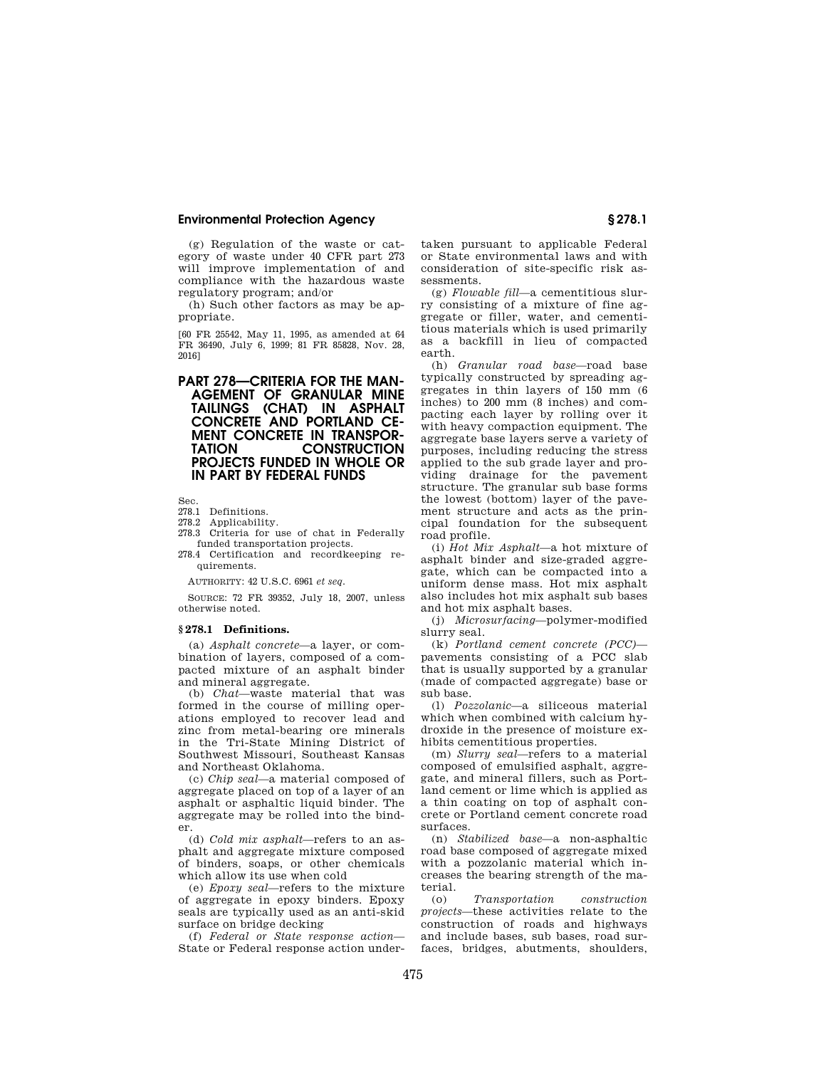(g) Regulation of the waste or category of waste under 40 CFR part 273 will improve implementation of and compliance with the hazardous waste regulatory program; and/or

(h) Such other factors as may be appropriate.

[60 FR 25542, May 11, 1995, as amended at 64 FR 36490, July 6, 1999; 81 FR 85828, Nov. 28, 2016]

# PART 278—CRITERIA FOR THE MANAGEMENT OF GRANULAR MINE TAILINGS (CHAT) IN ASPHALT CONCRETE AND PORTLAND CEMENT CONCRETE IN TRANSPORTATION CONSTRUCTION PROJECTS FUNDED IN WHOLE OR IN PART BY FEDERAL FUNDS

Sec.
278.1 Definitions.
278.2 Applicability.
278.3 Criteria for use of chat in Federally funded transportation projects.
278.4 Certification and recordkeeping requirements.

AUTHORITY: 42 U.S.C. 6961 *et seq.*

SOURCE: 72 FR 39352, July 18, 2007, unless otherwise noted.

## § 278.1 Definitions.

(a) *Asphalt concrete*—a layer, or combination of layers, composed of a compacted mixture of an asphalt binder and mineral aggregate.

(b) *Chat*—waste material that was formed in the course of milling operations employed to recover lead and zinc from metal-bearing ore minerals in the Tri-State Mining District of Southwest Missouri, Southeast Kansas and Northeast Oklahoma.

(c) *Chip seal*—a material composed of aggregate placed on top of a layer of an asphalt or asphaltic liquid binder. The aggregate may be rolled into the binder.

(d) *Cold mix asphalt*—refers to an asphalt and aggregate mixture composed of binders, soaps, or other chemicals which allow its use when cold

(e) *Epoxy seal*—refers to the mixture of aggregate in epoxy binders. Epoxy seals are typically used as an anti-skid surface on bridge decking

(f) *Federal or State response action*—State or Federal response action undertaken pursuant to applicable Federal or State environmental laws and with consideration of site-specific risk assessments.

(g) *Flowable fill*—a cementitious slurry consisting of a mixture of fine aggregate or filler, water, and cementitious materials which is used primarily as a backfill in lieu of compacted earth.

(h) *Granular road base*—road base typically constructed by spreading aggregates in thin layers of 150 mm (6 inches) to 200 mm (8 inches) and compacting each layer by rolling over it with heavy compaction equipment. The aggregate base layers serve a variety of purposes, including reducing the stress applied to the sub grade layer and providing drainage for the pavement structure. The granular sub base forms the lowest (bottom) layer of the pavement structure and acts as the principal foundation for the subsequent road profile.

(i) *Hot Mix Asphalt*—a hot mixture of asphalt binder and size-graded aggregate, which can be compacted into a uniform dense mass. Hot mix asphalt also includes hot mix asphalt sub bases and hot mix asphalt bases.

(j) *Microsurfacing*—polymer-modified slurry seal.

(k) *Portland cement concrete (PCC)*—pavements consisting of a PCC slab that is usually supported by a granular (made of compacted aggregate) base or sub base.

(l) *Pozzolanic*—a siliceous material which when combined with calcium hydroxide in the presence of moisture exhibits cementitious properties.

(m) *Slurry seal*—refers to a material composed of emulsified asphalt, aggregate, and mineral fillers, such as Portland cement or lime which is applied as a thin coating on top of asphalt concrete or Portland cement concrete road surfaces.

(n) *Stabilized base*—a non-asphaltic road base composed of aggregate mixed with a pozzolanic material which increases the bearing strength of the material.

(o) *Transportation construction projects*—these activities relate to the construction of roads and highways and include bases, sub bases, road surfaces, bridges, abutments, shoulders,